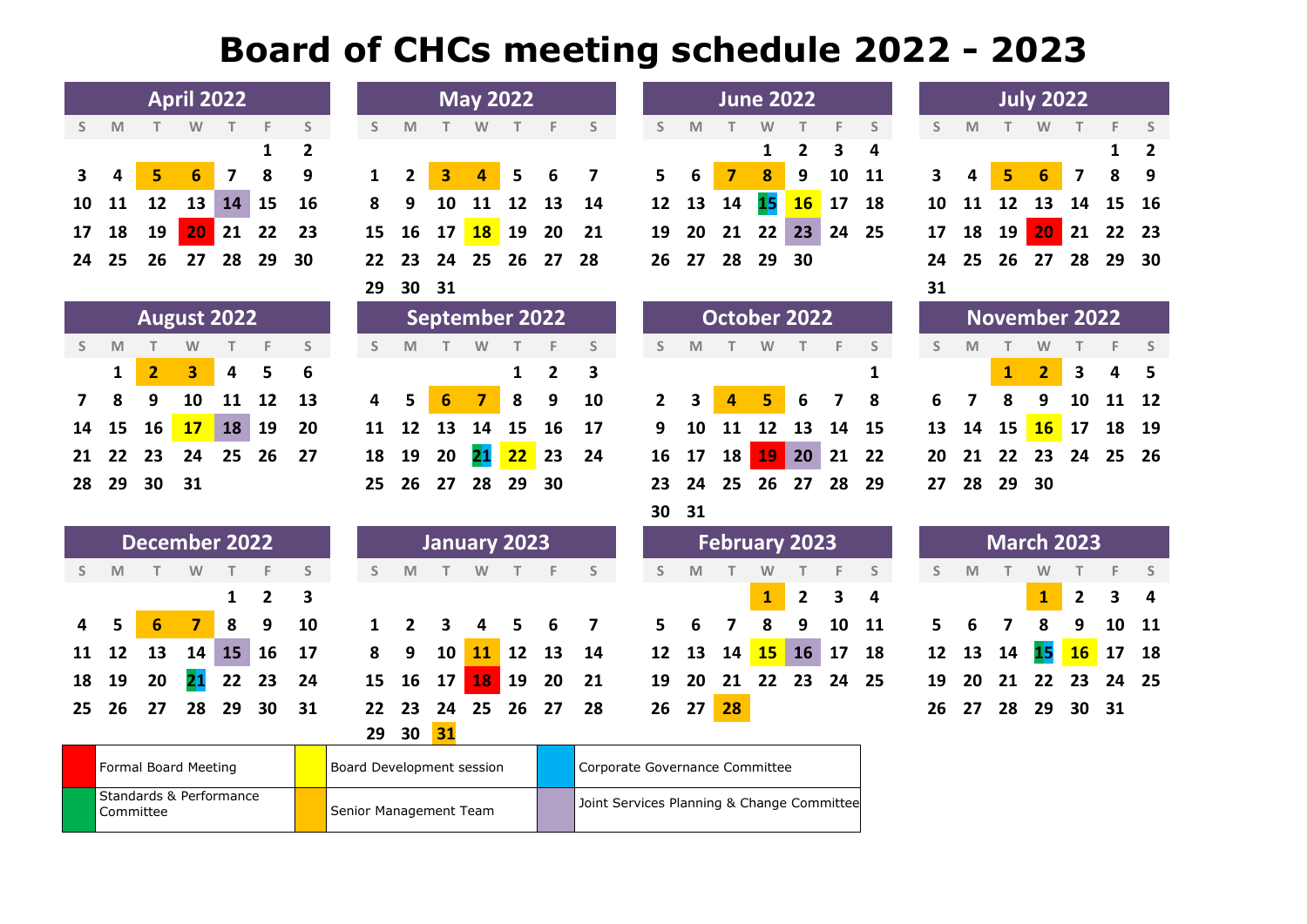# Board of CHCs meeting schedule 2022 - 2023

## April 2022

| S | M | T | W | T | F | S |
|---|---|---|---|---|---|---|
| | | | | | 1 | 2 |
| 3 | 4 | 5 | 6 | 7 | 8 | 9 |
| 10 | 11 | 12 | 13 | 14 | 15 | 16 |
| 17 | 18 | 19 | 20 | 21 | 22 | 23 |
| 24 | 25 | 26 | 27 | 28 | 29 | 30 |

## May 2022

| S | M | T | W | T | F | S |
|---|---|---|---|---|---|---|
| 1 | 2 | 3 | 4 | 5 | 6 | 7 |
| 8 | 9 | 10 | 11 | 12 | 13 | 14 |
| 15 | 16 | 17 | 18 | 19 | 20 | 21 |
| 22 | 23 | 24 | 25 | 26 | 27 | 28 |
| 29 | 30 | 31 | | | | |

## June 2022

| S | M | T | W | T | F | S |
|---|---|---|---|---|---|---|
| | | | 1 | 2 | 3 | 4 |
| 5 | 6 | 7 | 8 | 9 | 10 | 11 |
| 12 | 13 | 14 | 15 | 16 | 17 | 18 |
| 19 | 20 | 21 | 22 | 23 | 24 | 25 |
| 26 | 27 | 28 | 29 | 30 | | |

## July 2022

| S | M | T | W | T | F | S |
|---|---|---|---|---|---|---|
| | | | | | 1 | 2 |
| 3 | 4 | 5 | 6 | 7 | 8 | 9 |
| 10 | 11 | 12 | 13 | 14 | 15 | 16 |
| 17 | 18 | 19 | 20 | 21 | 22 | 23 |
| 24 | 25 | 26 | 27 | 28 | 29 | 30 |
| 31 | | | | | | |

## August 2022

| S | M | T | W | T | F | S |
|---|---|---|---|---|---|---|
| | 1 | 2 | 3 | 4 | 5 | 6 |
| 7 | 8 | 9 | 10 | 11 | 12 | 13 |
| 14 | 15 | 16 | 17 | 18 | 19 | 20 |
| 21 | 22 | 23 | 24 | 25 | 26 | 27 |
| 28 | 29 | 30 | 31 | | | |

## September 2022

| S | M | T | W | T | F | S |
|---|---|---|---|---|---|---|
| | | | | 1 | 2 | 3 |
| 4 | 5 | 6 | 7 | 8 | 9 | 10 |
| 11 | 12 | 13 | 14 | 15 | 16 | 17 |
| 18 | 19 | 20 | 21 | 22 | 23 | 24 |
| 25 | 26 | 27 | 28 | 29 | 30 | |

## October 2022

| S | M | T | W | T | F | S |
|---|---|---|---|---|---|---|
| | | | | | | 1 |
| 2 | 3 | 4 | 5 | 6 | 7 | 8 |
| 9 | 10 | 11 | 12 | 13 | 14 | 15 |
| 16 | 17 | 18 | 19 | 20 | 21 | 22 |
| 23 | 24 | 25 | 26 | 27 | 28 | 29 |
| 30 | 31 | | | | | |

## November 2022

| S | M | T | W | T | F | S |
|---|---|---|---|---|---|---|
| | | 1 | 2 | 3 | 4 | 5 |
| 6 | 7 | 8 | 9 | 10 | 11 | 12 |
| 13 | 14 | 15 | 16 | 17 | 18 | 19 |
| 20 | 21 | 22 | 23 | 24 | 25 | 26 |
| 27 | 28 | 29 | 30 | | | |

## December 2022

| S | M | T | W | T | F | S |
|---|---|---|---|---|---|---|
| | | | | 1 | 2 | 3 |
| 4 | 5 | 6 | 7 | 8 | 9 | 10 |
| 11 | 12 | 13 | 14 | 15 | 16 | 17 |
| 18 | 19 | 20 | 21 | 22 | 23 | 24 |
| 25 | 26 | 27 | 28 | 29 | 30 | 31 |

## January 2023

| S | M | T | W | T | F | S |
|---|---|---|---|---|---|---|
| 1 | 2 | 3 | 4 | 5 | 6 | 7 |
| 8 | 9 | 10 | 11 | 12 | 13 | 14 |
| 15 | 16 | 17 | 18 | 19 | 20 | 21 |
| 22 | 23 | 24 | 25 | 26 | 27 | 28 |
| 29 | 30 | 31 | | | | |

## February 2023

| S | M | T | W | T | F | S |
|---|---|---|---|---|---|---|
| | | | 1 | 2 | 3 | 4 |
| 5 | 6 | 7 | 8 | 9 | 10 | 11 |
| 12 | 13 | 14 | 15 | 16 | 17 | 18 |
| 19 | 20 | 21 | 22 | 23 | 24 | 25 |
| 26 | 27 | 28 | | | | |

## March 2023

| S | M | T | W | T | F | S |
|---|---|---|---|---|---|---|
| | | | 1 | 2 | 3 | 4 |
| 5 | 6 | 7 | 8 | 9 | 10 | 11 |
| 12 | 13 | 14 | 15 | 16 | 17 | 18 |
| 19 | 20 | 21 | 22 | 23 | 24 | 25 |
| 26 | 27 | 28 | 29 | 30 | 31 | |

| Colour | Key | Colour | Key | Colour | Key |
|---|---|---|---|---|---|
| Red | Formal Board Meeting | Yellow | Board Development session | Blue | Corporate Governance Committee |
| Green | Standards & Performance Committee | Orange | Senior Management Team | Lilac | Joint Services Planning & Change Committee |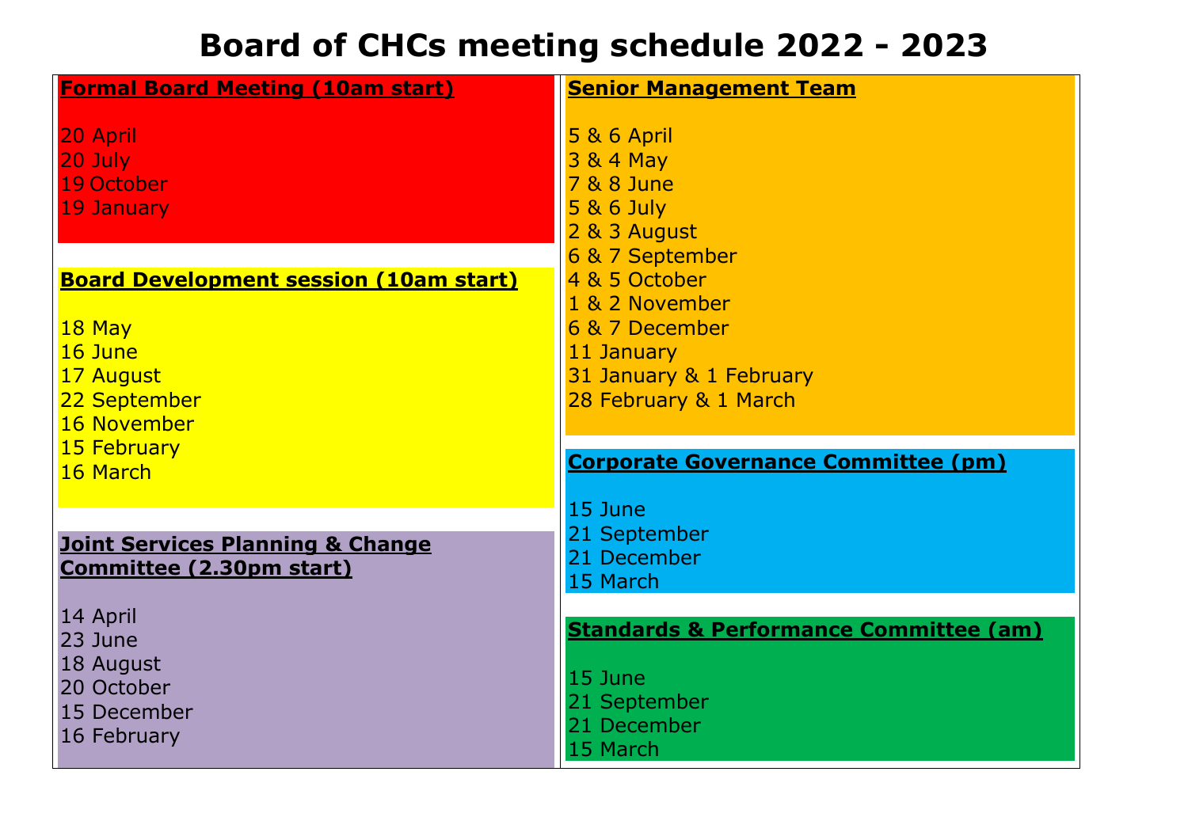# Board of CHCs meeting schedule 2022 - 2023

## Formal Board Meeting (10am start)

20 April
20 July
19 October
19 January

## Board Development session (10am start)

18 May
16 June
17 August
22 September
16 November
15 February
16 March

## Joint Services Planning & Change Committee (2.30pm start)

14 April
23 June
18 August
20 October
15 December
16 February

## Senior Management Team

5 & 6 April
3 & 4 May
7 & 8 June
5 & 6 July
2 & 3 August
6 & 7 September
4 & 5 October
1 & 2 November
6 & 7 December
11 January
31 January & 1 February
28 February & 1 March

## Corporate Governance Committee (pm)

15 June
21 September
21 December
15 March

## Standards & Performance Committee (am)

15 June
21 September
21 December
15 March